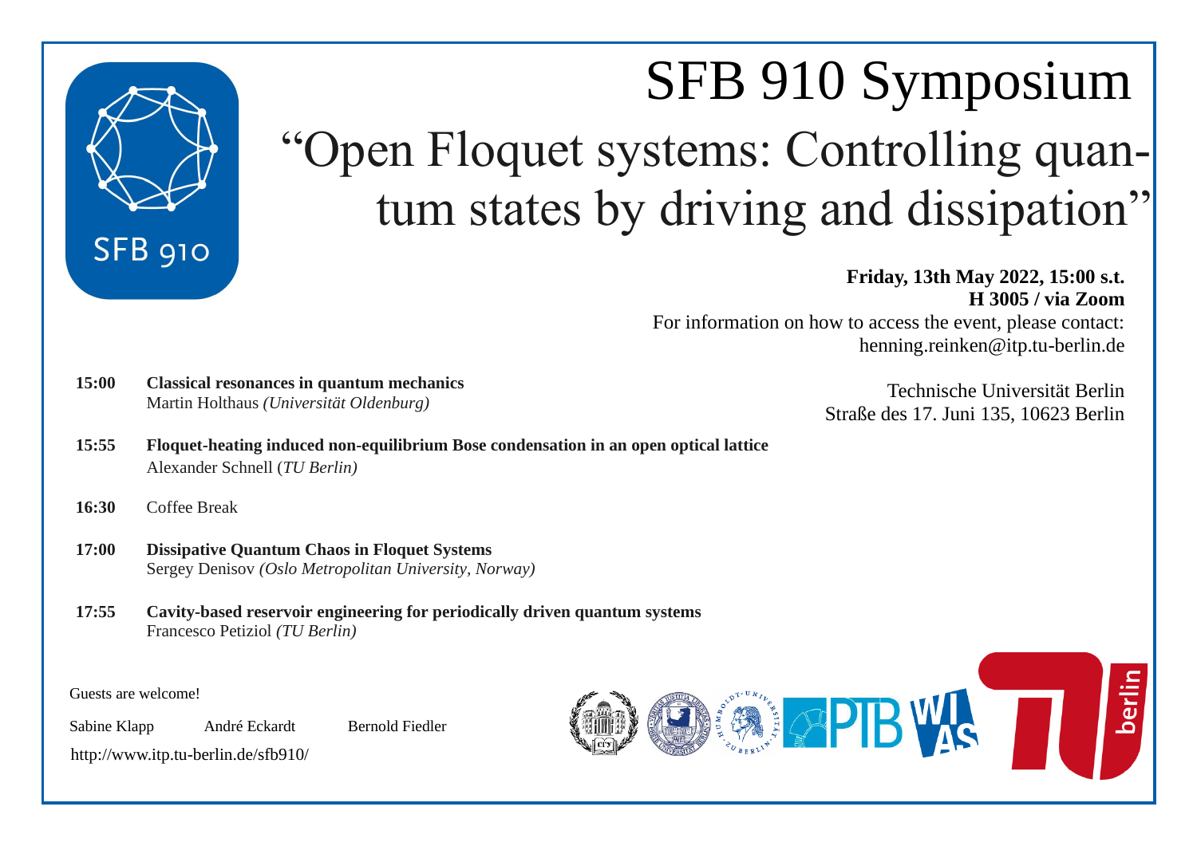SFB 910

# SFB 910 Symposium

## “Open Floquet systems: Controlling quantum states by driving and dissipation”

**Friday, 13th May 2022, 15:00 s.t.**
**H 3005 / via Zoom**
For information on how to access the event, please contact:
henning.reinken@itp.tu-berlin.de

Technische Universität Berlin
Straße des 17. Juni 135, 10623 Berlin

**15:00** **Classical resonances in quantum mechanics**
Martin Holthaus *(Universität Oldenburg)*

**15:55** **Floquet-heating induced non-equilibrium Bose condensation in an open optical lattice**
Alexander Schnell (*TU Berlin)*

**16:30** Coffee Break

**17:00** **Dissipative Quantum Chaos in Floquet Systems**
Sergey Denisov *(Oslo Metropolitan University, Norway)*

**17:55** **Cavity-based reservoir engineering for periodically driven quantum systems**
Francesco Petiziol *(TU Berlin)*

Guests are welcome!

Sabine Klapp André Eckardt Bernold Fiedler

http://www.itp.tu-berlin.de/sfb910/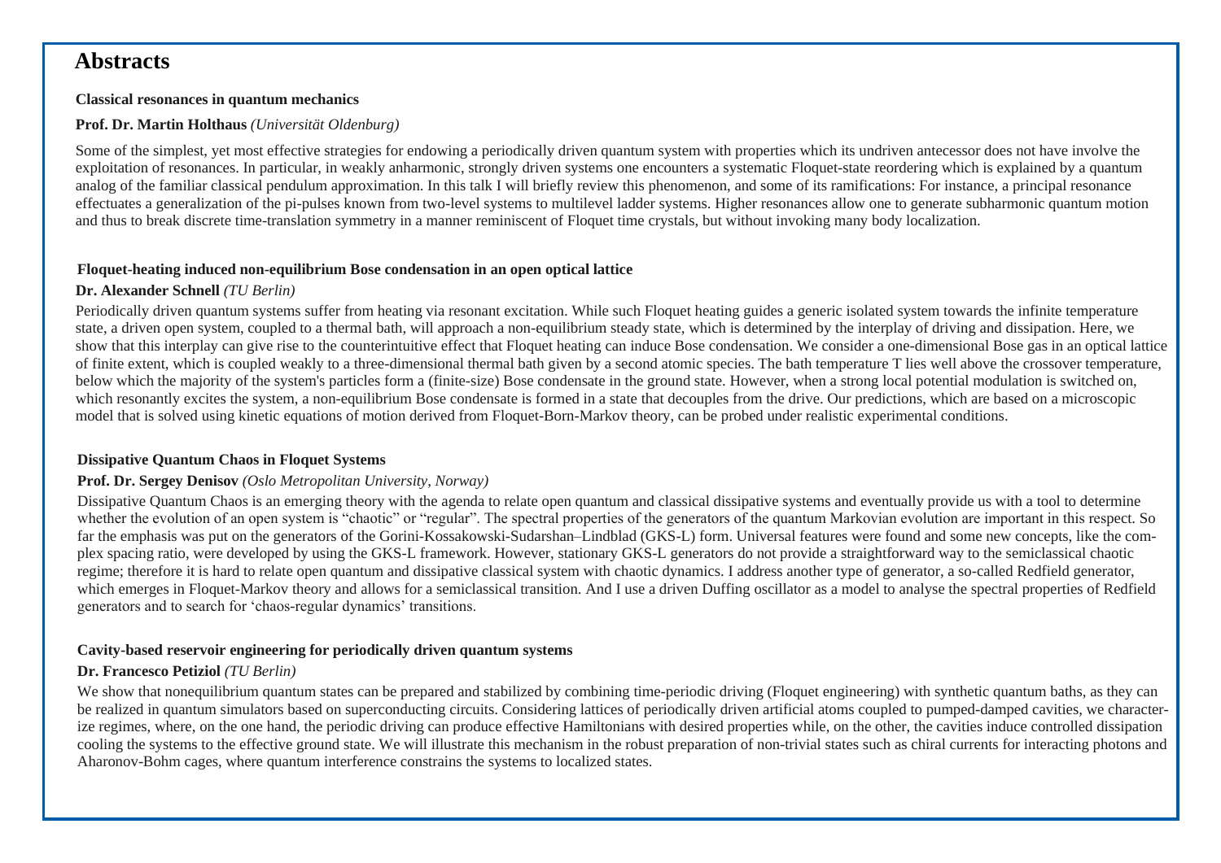# Abstracts

**Classical resonances in quantum mechanics**

**Prof. Dr. Martin Holthaus** *(Universität Oldenburg)*

Some of the simplest, yet most effective strategies for endowing a periodically driven quantum system with properties which its undriven antecessor does not have involve the exploitation of resonances. In particular, in weakly anharmonic, strongly driven systems one encounters a systematic Floquet-state reordering which is explained by a quantum analog of the familiar classical pendulum approximation. In this talk I will briefly review this phenomenon, and some of its ramifications: For instance, a principal resonance effectuates a generalization of the pi-pulses known from two-level systems to multilevel ladder systems. Higher resonances allow one to generate subharmonic quantum motion and thus to break discrete time-translation symmetry in a manner reminiscent of Floquet time crystals, but without invoking many body localization.

**Floquet-heating induced non-equilibrium Bose condensation in an open optical lattice**

**Dr. Alexander Schnell** *(TU Berlin)*

Periodically driven quantum systems suffer from heating via resonant excitation. While such Floquet heating guides a generic isolated system towards the infinite temperature state, a driven open system, coupled to a thermal bath, will approach a non-equilibrium steady state, which is determined by the interplay of driving and dissipation. Here, we show that this interplay can give rise to the counterintuitive effect that Floquet heating can induce Bose condensation. We consider a one-dimensional Bose gas in an optical lattice of finite extent, which is coupled weakly to a three-dimensional thermal bath given by a second atomic species. The bath temperature T lies well above the crossover temperature, below which the majority of the system's particles form a (finite-size) Bose condensate in the ground state. However, when a strong local potential modulation is switched on, which resonantly excites the system, a non-equilibrium Bose condensate is formed in a state that decouples from the drive. Our predictions, which are based on a microscopic model that is solved using kinetic equations of motion derived from Floquet-Born-Markov theory, can be probed under realistic experimental conditions.

**Dissipative Quantum Chaos in Floquet Systems**

**Prof. Dr. Sergey Denisov** *(Oslo Metropolitan University, Norway)*

Dissipative Quantum Chaos is an emerging theory with the agenda to relate open quantum and classical dissipative systems and eventually provide us with a tool to determine whether the evolution of an open system is "chaotic" or "regular". The spectral properties of the generators of the quantum Markovian evolution are important in this respect. So far the emphasis was put on the generators of the Gorini-Kossakowski-Sudarshan–Lindblad (GKS-L) form. Universal features were found and some new concepts, like the complex spacing ratio, were developed by using the GKS-L framework. However, stationary GKS-L generators do not provide a straightforward way to the semiclassical chaotic regime; therefore it is hard to relate open quantum and dissipative classical system with chaotic dynamics. I address another type of generator, a so-called Redfield generator, which emerges in Floquet-Markov theory and allows for a semiclassical transition. And I use a driven Duffing oscillator as a model to analyse the spectral properties of Redfield generators and to search for 'chaos-regular dynamics' transitions.

**Cavity-based reservoir engineering for periodically driven quantum systems**

**Dr. Francesco Petiziol** *(TU Berlin)*

We show that nonequilibrium quantum states can be prepared and stabilized by combining time-periodic driving (Floquet engineering) with synthetic quantum baths, as they can be realized in quantum simulators based on superconducting circuits. Considering lattices of periodically driven artificial atoms coupled to pumped-damped cavities, we characterize regimes, where, on the one hand, the periodic driving can produce effective Hamiltonians with desired properties while, on the other, the cavities induce controlled dissipation cooling the systems to the effective ground state. We will illustrate this mechanism in the robust preparation of non-trivial states such as chiral currents for interacting photons and Aharonov-Bohm cages, where quantum interference constrains the systems to localized states.